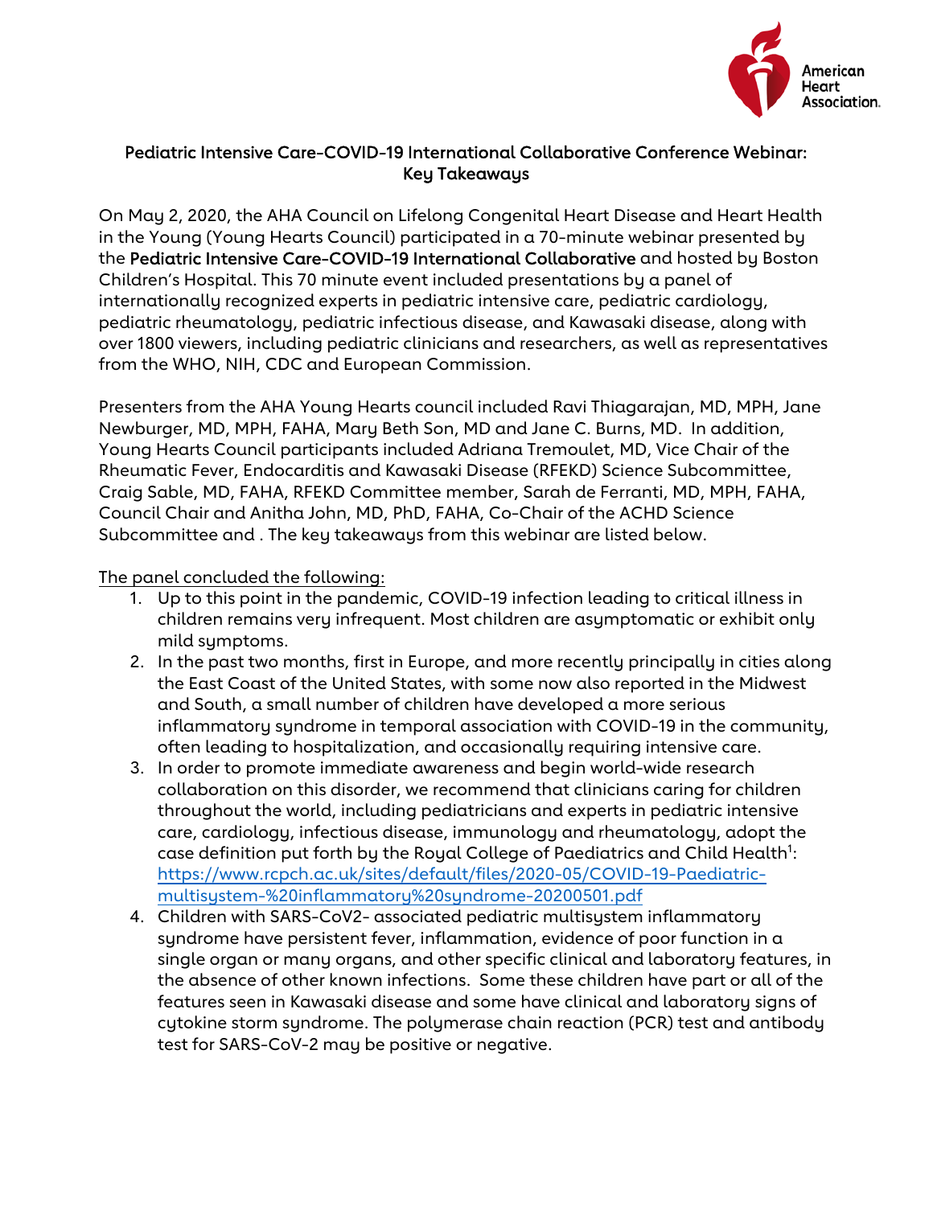# Pediatric Intensive Care-COVID-19 International Collaborative Conference Webinar: Key Takeaways

On May 2, 2020, the AHA Council on Lifelong Congenital Heart Disease and Heart Health in the Young (Young Hearts Council) participated in a 70-minute webinar presented by the **Pediatric Intensive Care-COVID-19 International Collaborative** and hosted by Boston Children's Hospital. This 70 minute event included presentations by a panel of internationally recognized experts in pediatric intensive care, pediatric cardiology, pediatric rheumatology, pediatric infectious disease, and Kawasaki disease, along with over 1800 viewers, including pediatric clinicians and researchers, as well as representatives from the WHO, NIH, CDC and European Commission.

Presenters from the AHA Young Hearts council included Ravi Thiagarajan, MD, MPH, Jane Newburger, MD, MPH, FAHA, Mary Beth Son, MD and Jane C. Burns, MD. In addition, Young Hearts Council participants included Adriana Tremoulet, MD, Vice Chair of the Rheumatic Fever, Endocarditis and Kawasaki Disease (RFEKD) Science Subcommittee, Craig Sable, MD, FAHA, RFEKD Committee member, Sarah de Ferranti, MD, MPH, FAHA, Council Chair and Anitha John, MD, PhD, FAHA, Co-Chair of the ACHD Science Subcommittee and . The key takeaways from this webinar are listed below.

The panel concluded the following:

1. Up to this point in the pandemic, COVID-19 infection leading to critical illness in children remains very infrequent. Most children are asymptomatic or exhibit only mild symptoms.
2. In the past two months, first in Europe, and more recently principally in cities along the East Coast of the United States, with some now also reported in the Midwest and South, a small number of children have developed a more serious inflammatory syndrome in temporal association with COVID-19 in the community, often leading to hospitalization, and occasionally requiring intensive care.
3. In order to promote immediate awareness and begin world-wide research collaboration on this disorder, we recommend that clinicians caring for children throughout the world, including pediatricians and experts in pediatric intensive care, cardiology, infectious disease, immunology and rheumatology, adopt the case definition put forth by the Royal College of Paediatrics and Child Health[1]: https://www.rcpch.ac.uk/sites/default/files/2020-05/COVID-19-Paediatric-multisystem-%20inflammatory%20syndrome-20200501.pdf
4. Children with SARS-CoV2- associated pediatric multisystem inflammatory syndrome have persistent fever, inflammation, evidence of poor function in a single organ or many organs, and other specific clinical and laboratory features, in the absence of other known infections. Some these children have part or all of the features seen in Kawasaki disease and some have clinical and laboratory signs of cytokine storm syndrome. The polymerase chain reaction (PCR) test and antibody test for SARS-CoV-2 may be positive or negative.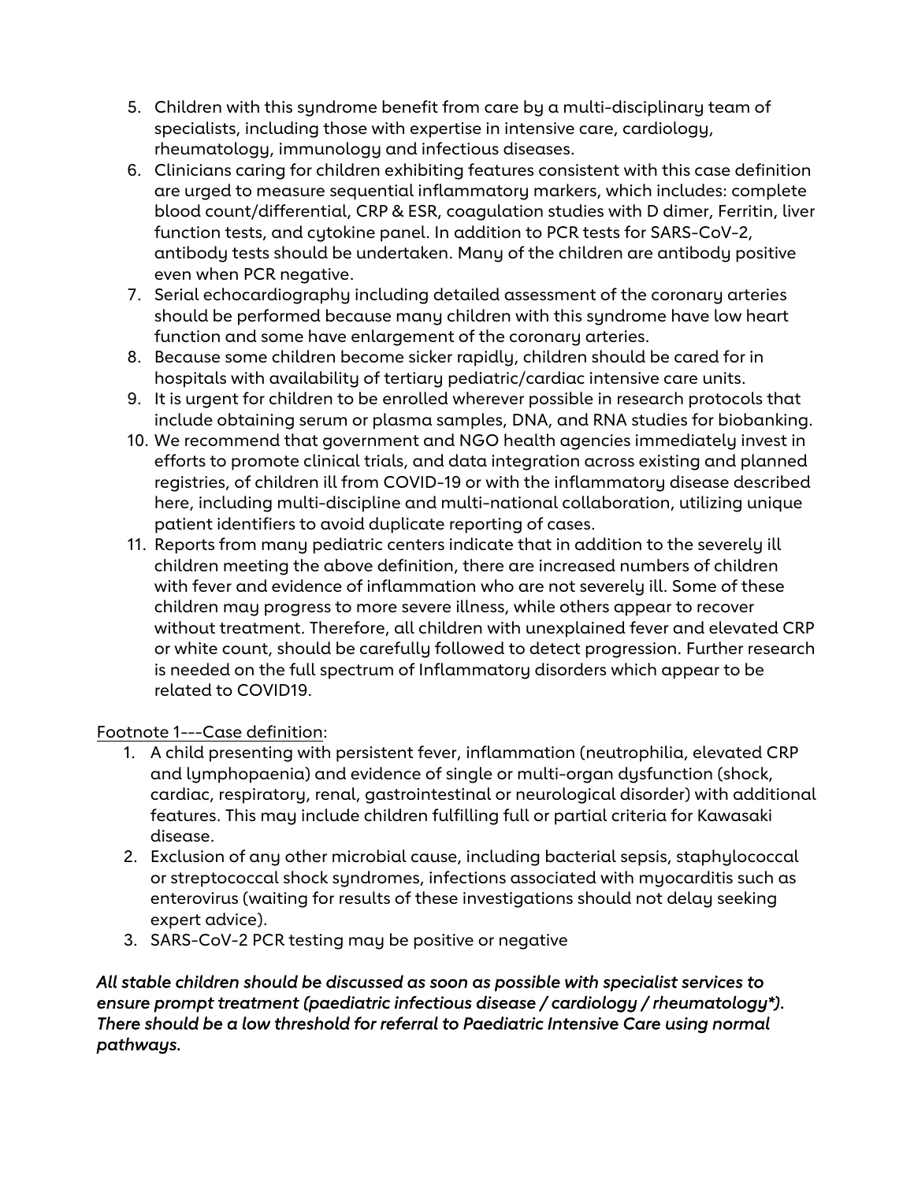5. Children with this syndrome benefit from care by a multi-disciplinary team of specialists, including those with expertise in intensive care, cardiology, rheumatology, immunology and infectious diseases.
6. Clinicians caring for children exhibiting features consistent with this case definition are urged to measure sequential inflammatory markers, which includes: complete blood count/differential, CRP & ESR, coagulation studies with D dimer, Ferritin, liver function tests, and cytokine panel. In addition to PCR tests for SARS-CoV-2, antibody tests should be undertaken. Many of the children are antibody positive even when PCR negative.
7. Serial echocardiography including detailed assessment of the coronary arteries should be performed because many children with this syndrome have low heart function and some have enlargement of the coronary arteries.
8. Because some children become sicker rapidly, children should be cared for in hospitals with availability of tertiary pediatric/cardiac intensive care units.
9. It is urgent for children to be enrolled wherever possible in research protocols that include obtaining serum or plasma samples, DNA, and RNA studies for biobanking.
10. We recommend that government and NGO health agencies immediately invest in efforts to promote clinical trials, and data integration across existing and planned registries, of children ill from COVID-19 or with the inflammatory disease described here, including multi-discipline and multi-national collaboration, utilizing unique patient identifiers to avoid duplicate reporting of cases.
11. Reports from many pediatric centers indicate that in addition to the severely ill children meeting the above definition, there are increased numbers of children with fever and evidence of inflammation who are not severely ill. Some of these children may progress to more severe illness, while others appear to recover without treatment. Therefore, all children with unexplained fever and elevated CRP or white count, should be carefully followed to detect progression. Further research is needed on the full spectrum of Inflammatory disorders which appear to be related to COVID19.

Footnote 1---Case definition:

1. A child presenting with persistent fever, inflammation (neutrophilia, elevated CRP and lymphopaenia) and evidence of single or multi-organ dysfunction (shock, cardiac, respiratory, renal, gastrointestinal or neurological disorder) with additional features. This may include children fulfilling full or partial criteria for Kawasaki disease.
2. Exclusion of any other microbial cause, including bacterial sepsis, staphylococcal or streptococcal shock syndromes, infections associated with myocarditis such as enterovirus (waiting for results of these investigations should not delay seeking expert advice).
3. SARS-CoV-2 PCR testing may be positive or negative

***All stable children should be discussed as soon as possible with specialist services to ensure prompt treatment (paediatric infectious disease / cardiology / rheumatology\*). There should be a low threshold for referral to Paediatric Intensive Care using normal pathways.***